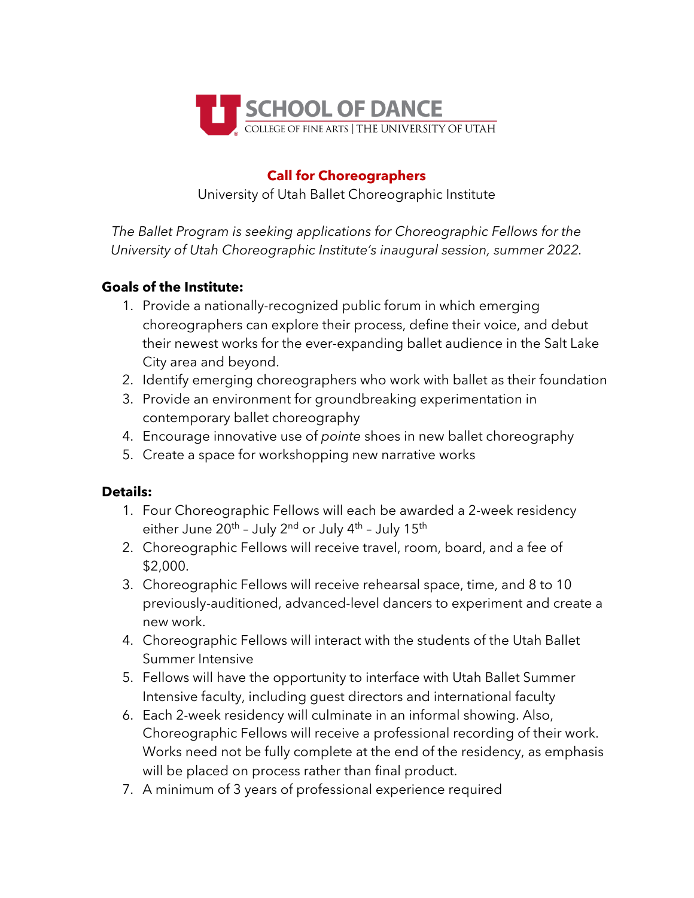SCHOOL OF DANCE

COLLEGE OF FINE ARTS | THE UNIVERSITY OF UTAH

# Call for Choreographers

University of Utah Ballet Choreographic Institute

*The Ballet Program is seeking applications for Choreographic Fellows for the University of Utah Choreographic Institute's inaugural session, summer 2022.*

**Goals of the Institute:**

1. Provide a nationally-recognized public forum in which emerging choreographers can explore their process, define their voice, and debut their newest works for the ever-expanding ballet audience in the Salt Lake City area and beyond.
2. Identify emerging choreographers who work with ballet as their foundation
3. Provide an environment for groundbreaking experimentation in contemporary ballet choreography
4. Encourage innovative use of *pointe* shoes in new ballet choreography
5. Create a space for workshopping new narrative works

**Details:**

1. Four Choreographic Fellows will each be awarded a 2-week residency either June 20th – July 2nd or July 4th – July 15th
2. Choreographic Fellows will receive travel, room, board, and a fee of $2,000.
3. Choreographic Fellows will receive rehearsal space, time, and 8 to 10 previously-auditioned, advanced-level dancers to experiment and create a new work.
4. Choreographic Fellows will interact with the students of the Utah Ballet Summer Intensive
5. Fellows will have the opportunity to interface with Utah Ballet Summer Intensive faculty, including guest directors and international faculty
6. Each 2-week residency will culminate in an informal showing. Also, Choreographic Fellows will receive a professional recording of their work. Works need not be fully complete at the end of the residency, as emphasis will be placed on process rather than final product.
7. A minimum of 3 years of professional experience required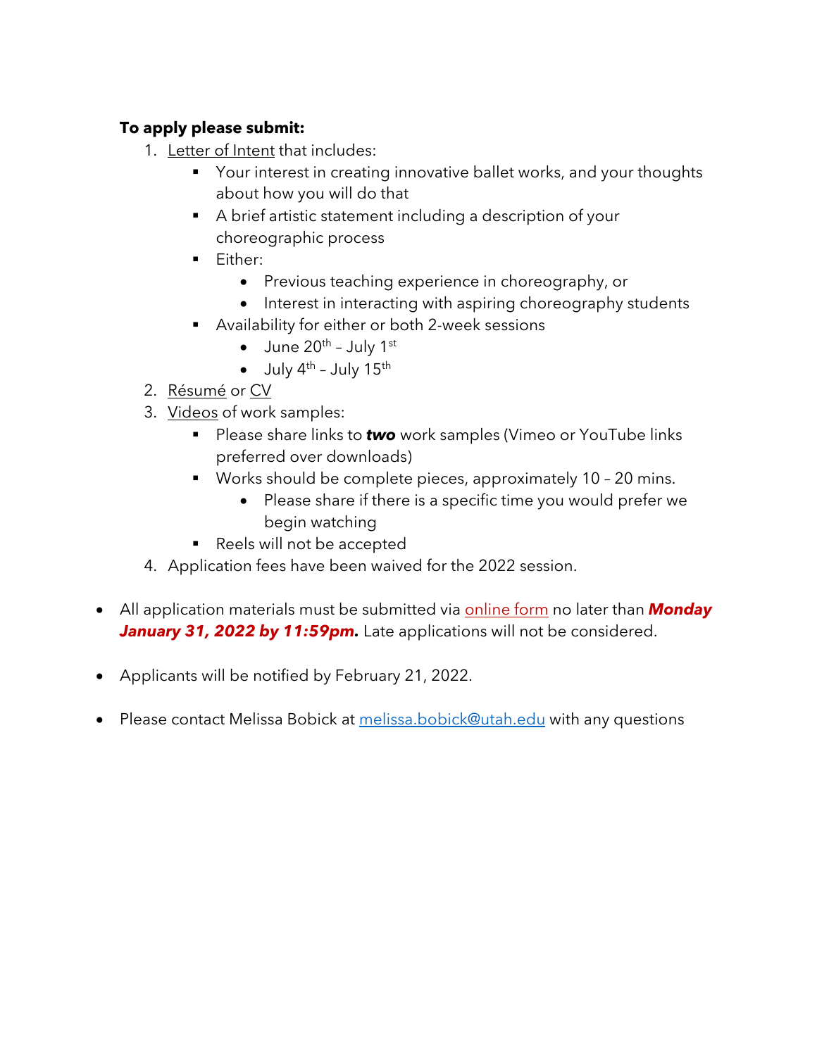**To apply please submit:**

1. Letter of Intent that includes:
   - Your interest in creating innovative ballet works, and your thoughts about how you will do that
   - A brief artistic statement including a description of your choreographic process
   - Either:
     - Previous teaching experience in choreography, or
     - Interest in interacting with aspiring choreography students
   - Availability for either or both 2-week sessions
     - June 20th – July 1st
     - July 4th – July 15th
2. Résumé or CV
3. Videos of work samples:
   - Please share links to ***two*** work samples (Vimeo or YouTube links preferred over downloads)
   - Works should be complete pieces, approximately 10 – 20 mins.
     - Please share if there is a specific time you would prefer we begin watching
   - Reels will not be accepted
4. Application fees have been waived for the 2022 session.

- All application materials must be submitted via online form no later than ***Monday January 31, 2022 by 11:59pm.*** Late applications will not be considered.

- Applicants will be notified by February 21, 2022.

- Please contact Melissa Bobick at melissa.bobick@utah.edu with any questions